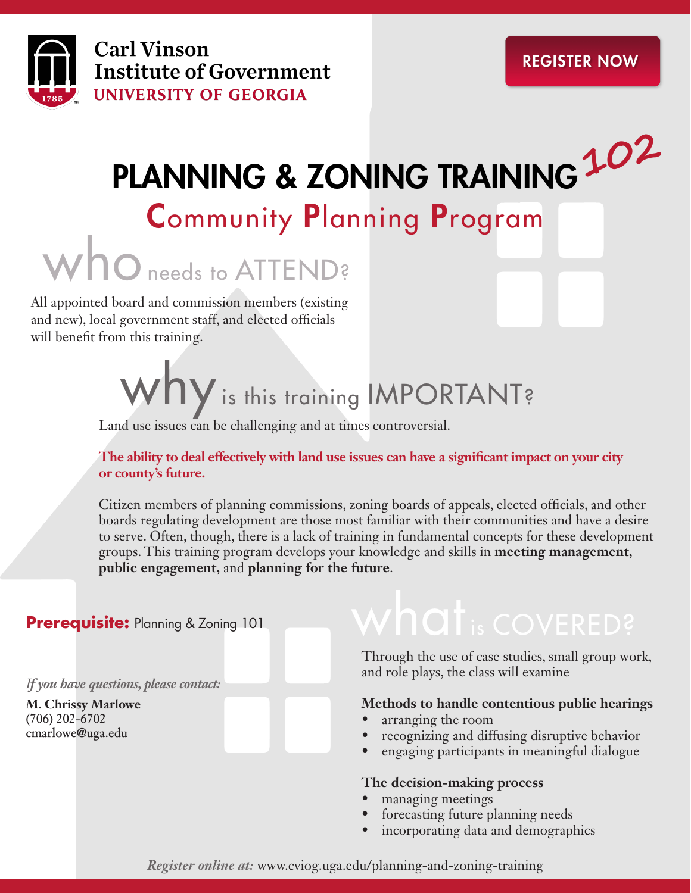Carl Vinson
Institute of Government
UNIVERSITY OF GEORGIA

REGISTER NOW

# PLANNING & ZONING TRAINING 102

## Community Planning Program

## who needs to ATTEND?

All appointed board and commission members (existing and new), local government staff, and elected officials will benefit from this training.

## why is this training IMPORTANT?

Land use issues can be challenging and at times controversial.

**The ability to deal effectively with land use issues can have a significant impact on your city or county's future.**

Citizen members of planning commissions, zoning boards of appeals, elected officials, and other boards regulating development are those most familiar with their communities and have a desire to serve. Often, though, there is a lack of training in fundamental concepts for these development groups. This training program develops your knowledge and skills in **meeting management, public engagement,** and **planning for the future**.

**Prerequisite:** Planning & Zoning 101

*If you have questions, please contact:*

**M. Chrissy Marlowe**
(706) 202-6702
cmarlowe@uga.edu

## what is COVERED?

Through the use of case studies, small group work, and role plays, the class will examine

**Methods to handle contentious public hearings**

- arranging the room
- recognizing and diffusing disruptive behavior
- engaging participants in meaningful dialogue

**The decision-making process**

- managing meetings
- forecasting future planning needs
- incorporating data and demographics

*Register online at:* www.cviog.uga.edu/planning-and-zoning-training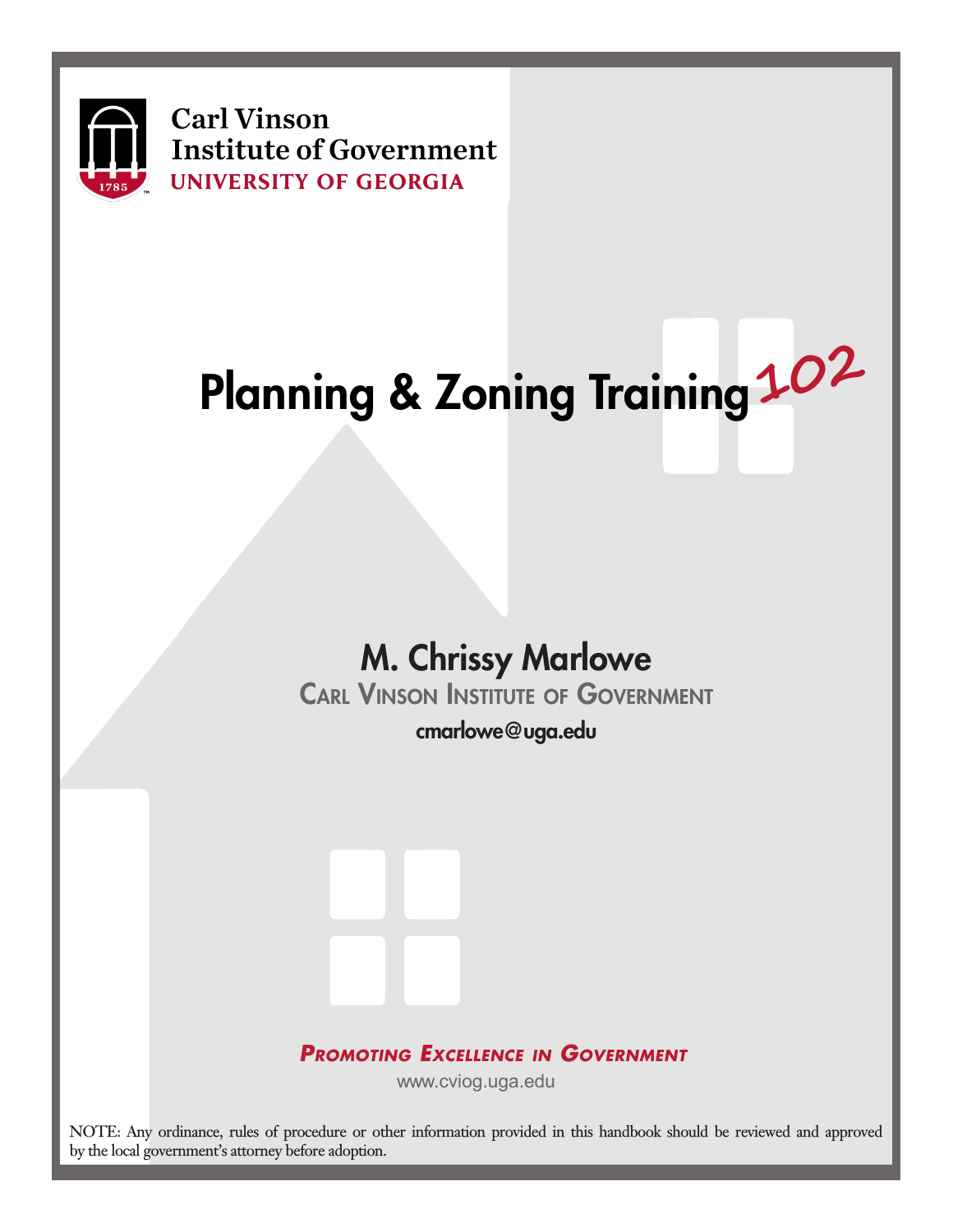Carl Vinson
Institute of Government
UNIVERSITY OF GEORGIA

# Planning & Zoning Training 102

## M. Chrissy Marlowe

CARL VINSON INSTITUTE OF GOVERNMENT

**cmarlowe@uga.edu**

***PROMOTING EXCELLENCE IN GOVERNMENT***

www.cviog.uga.edu

NOTE: Any ordinance, rules of procedure or other information provided in this handbook should be reviewed and approved by the local government's attorney before adoption.